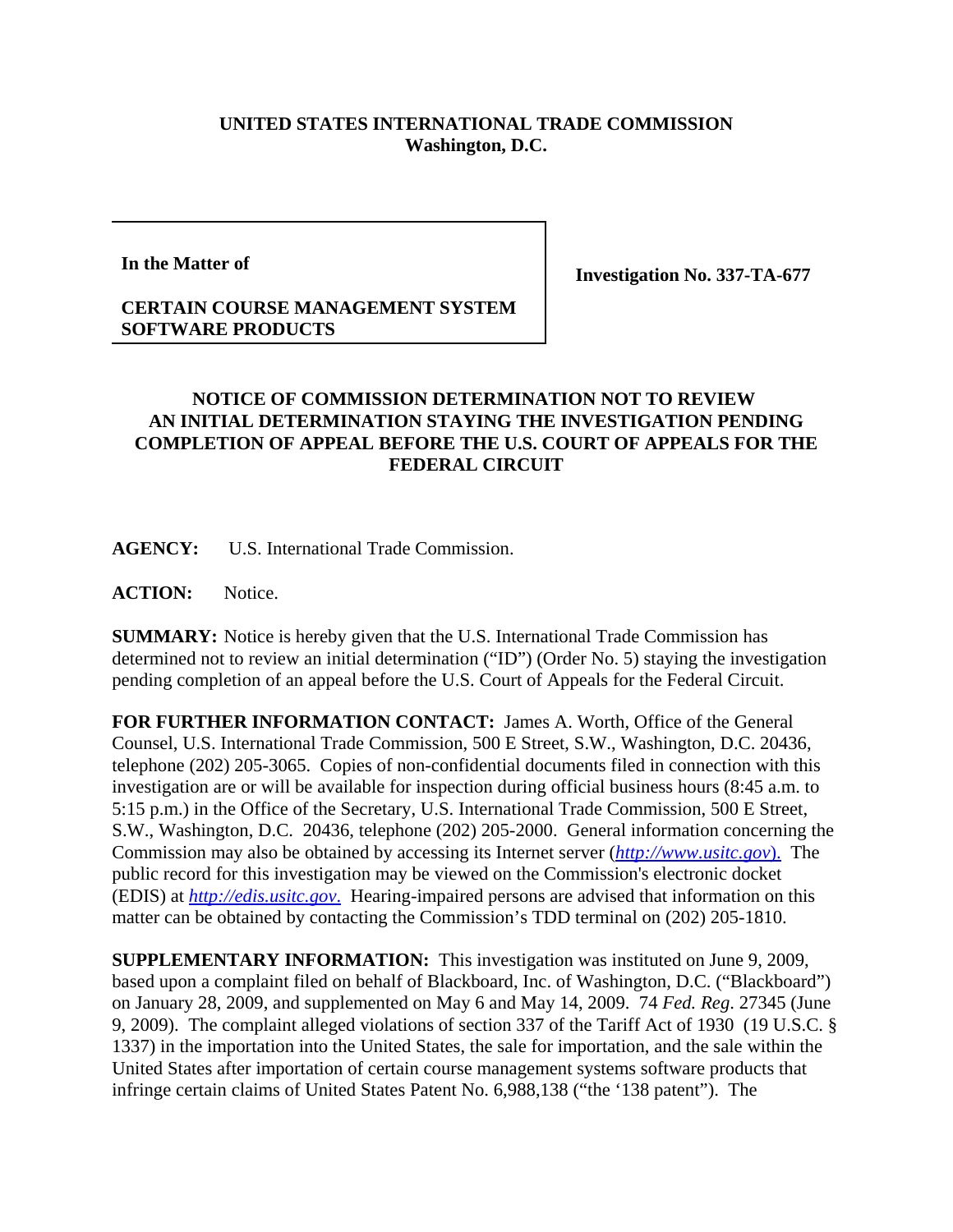**UNITED STATES INTERNATIONAL TRADE COMMISSION**
**Washington, D.C.**

| In the Matter of<br><br>**CERTAIN COURSE MANAGEMENT SYSTEM SOFTWARE PRODUCTS** | **Investigation No. 337-TA-677** |
|---|---|

**NOTICE OF COMMISSION DETERMINATION NOT TO REVIEW AN INITIAL DETERMINATION STAYING THE INVESTIGATION PENDING COMPLETION OF APPEAL BEFORE THE U.S. COURT OF APPEALS FOR THE FEDERAL CIRCUIT**

**AGENCY:** U.S. International Trade Commission.

**ACTION:** Notice.

**SUMMARY:** Notice is hereby given that the U.S. International Trade Commission has determined not to review an initial determination ("ID") (Order No. 5) staying the investigation pending completion of an appeal before the U.S. Court of Appeals for the Federal Circuit.

**FOR FURTHER INFORMATION CONTACT:** James A. Worth, Office of the General Counsel, U.S. International Trade Commission, 500 E Street, S.W., Washington, D.C. 20436, telephone (202) 205-3065. Copies of non-confidential documents filed in connection with this investigation are or will be available for inspection during official business hours (8:45 a.m. to 5:15 p.m.) in the Office of the Secretary, U.S. International Trade Commission, 500 E Street, S.W., Washington, D.C. 20436, telephone (202) 205-2000. General information concerning the Commission may also be obtained by accessing its Internet server (*http://www.usitc.gov*). The public record for this investigation may be viewed on the Commission's electronic docket (EDIS) at *http://edis.usitc.gov*. Hearing-impaired persons are advised that information on this matter can be obtained by contacting the Commission's TDD terminal on (202) 205-1810.

**SUPPLEMENTARY INFORMATION:** This investigation was instituted on June 9, 2009, based upon a complaint filed on behalf of Blackboard, Inc. of Washington, D.C. ("Blackboard") on January 28, 2009, and supplemented on May 6 and May 14, 2009. 74 *Fed. Reg*. 27345 (June 9, 2009). The complaint alleged violations of section 337 of the Tariff Act of 1930 (19 U.S.C. § 1337) in the importation into the United States, the sale for importation, and the sale within the United States after importation of certain course management systems software products that infringe certain claims of United States Patent No. 6,988,138 ("the '138 patent"). The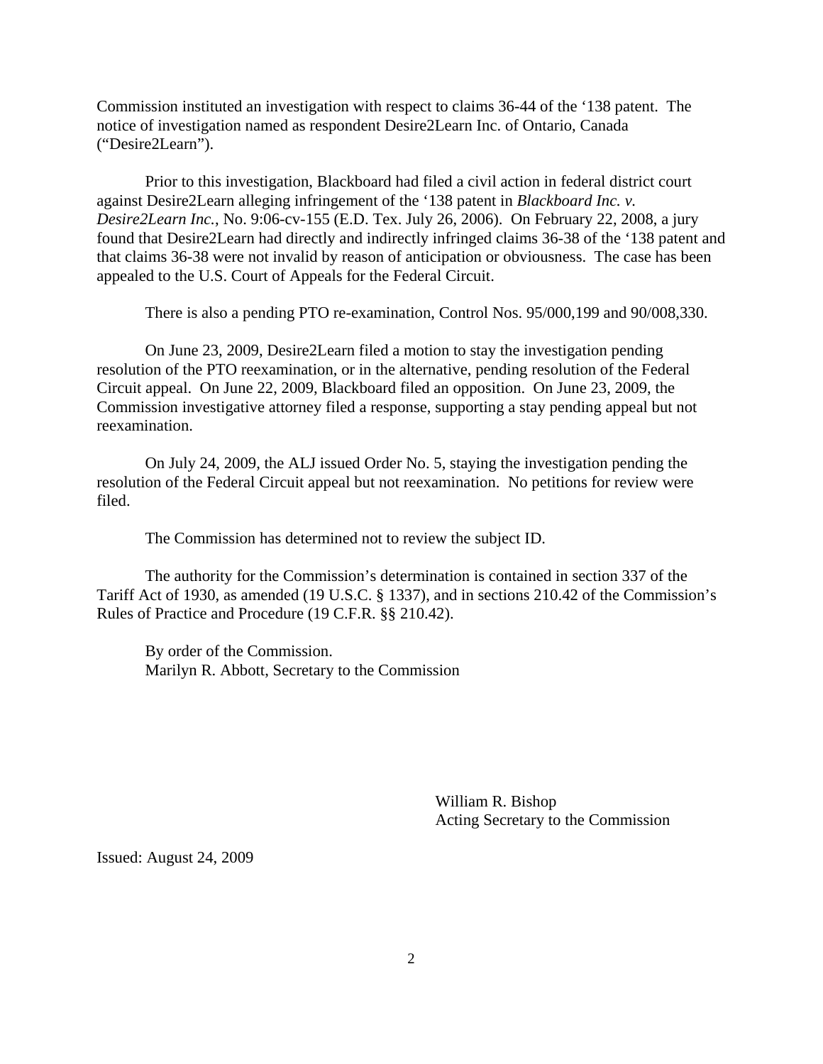Commission instituted an investigation with respect to claims 36-44 of the '138 patent. The notice of investigation named as respondent Desire2Learn Inc. of Ontario, Canada ("Desire2Learn").

Prior to this investigation, Blackboard had filed a civil action in federal district court against Desire2Learn alleging infringement of the '138 patent in *Blackboard Inc. v. Desire2Learn Inc.*, No. 9:06-cv-155 (E.D. Tex. July 26, 2006). On February 22, 2008, a jury found that Desire2Learn had directly and indirectly infringed claims 36-38 of the '138 patent and that claims 36-38 were not invalid by reason of anticipation or obviousness. The case has been appealed to the U.S. Court of Appeals for the Federal Circuit.

There is also a pending PTO re-examination, Control Nos. 95/000,199 and 90/008,330.

On June 23, 2009, Desire2Learn filed a motion to stay the investigation pending resolution of the PTO reexamination, or in the alternative, pending resolution of the Federal Circuit appeal. On June 22, 2009, Blackboard filed an opposition. On June 23, 2009, the Commission investigative attorney filed a response, supporting a stay pending appeal but not reexamination.

On July 24, 2009, the ALJ issued Order No. 5, staying the investigation pending the resolution of the Federal Circuit appeal but not reexamination. No petitions for review were filed.

The Commission has determined not to review the subject ID.

The authority for the Commission's determination is contained in section 337 of the Tariff Act of 1930, as amended (19 U.S.C. § 1337), and in sections 210.42 of the Commission's Rules of Practice and Procedure (19 C.F.R. §§ 210.42).

By order of the Commission.
Marilyn R. Abbott, Secretary to the Commission

William R. Bishop
Acting Secretary to the Commission

Issued: August 24, 2009